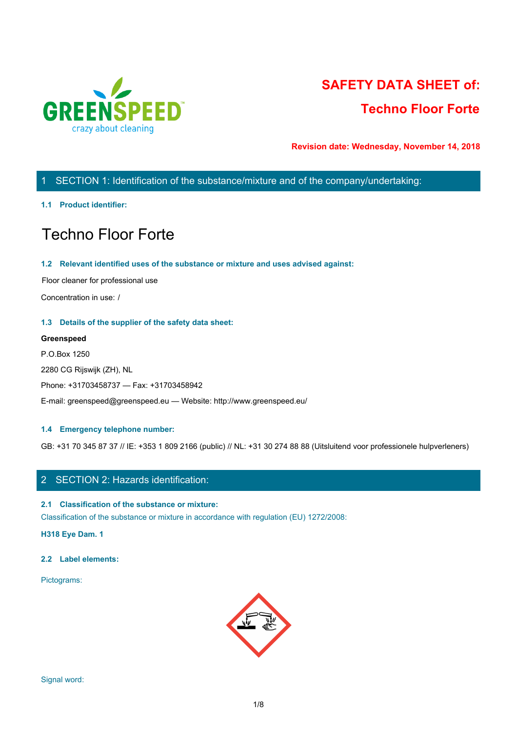# SAFETY DATA SHEET of:

# Techno Floor Forte

**Revision date: Wednesday, November 14, 2018**

## 1 SECTION 1: Identification of the substance/mixture and of the company/undertaking:

### 1.1 Product identifier:

# Techno Floor Forte

### 1.2 Relevant identified uses of the substance or mixture and uses advised against:

Floor cleaner for professional use

Concentration in use: /

### 1.3 Details of the supplier of the safety data sheet:

**Greenspeed**

P.O.Box 1250

2280 CG Rijswijk (ZH), NL

Phone: +31703458737 — Fax: +31703458942

E-mail: greenspeed@greenspeed.eu — Website: http://www.greenspeed.eu/

### 1.4 Emergency telephone number:

GB: +31 70 345 87 37 // IE: +353 1 809 2166 (public) // NL: +31 30 274 88 88 (Uitsluitend voor professionele hulpverleners)

## 2 SECTION 2: Hazards identification:

### 2.1 Classification of the substance or mixture:

Classification of the substance or mixture in accordance with regulation (EU) 1272/2008:

**H318 Eye Dam. 1**

### 2.2 Label elements:

Pictograms:

Signal word: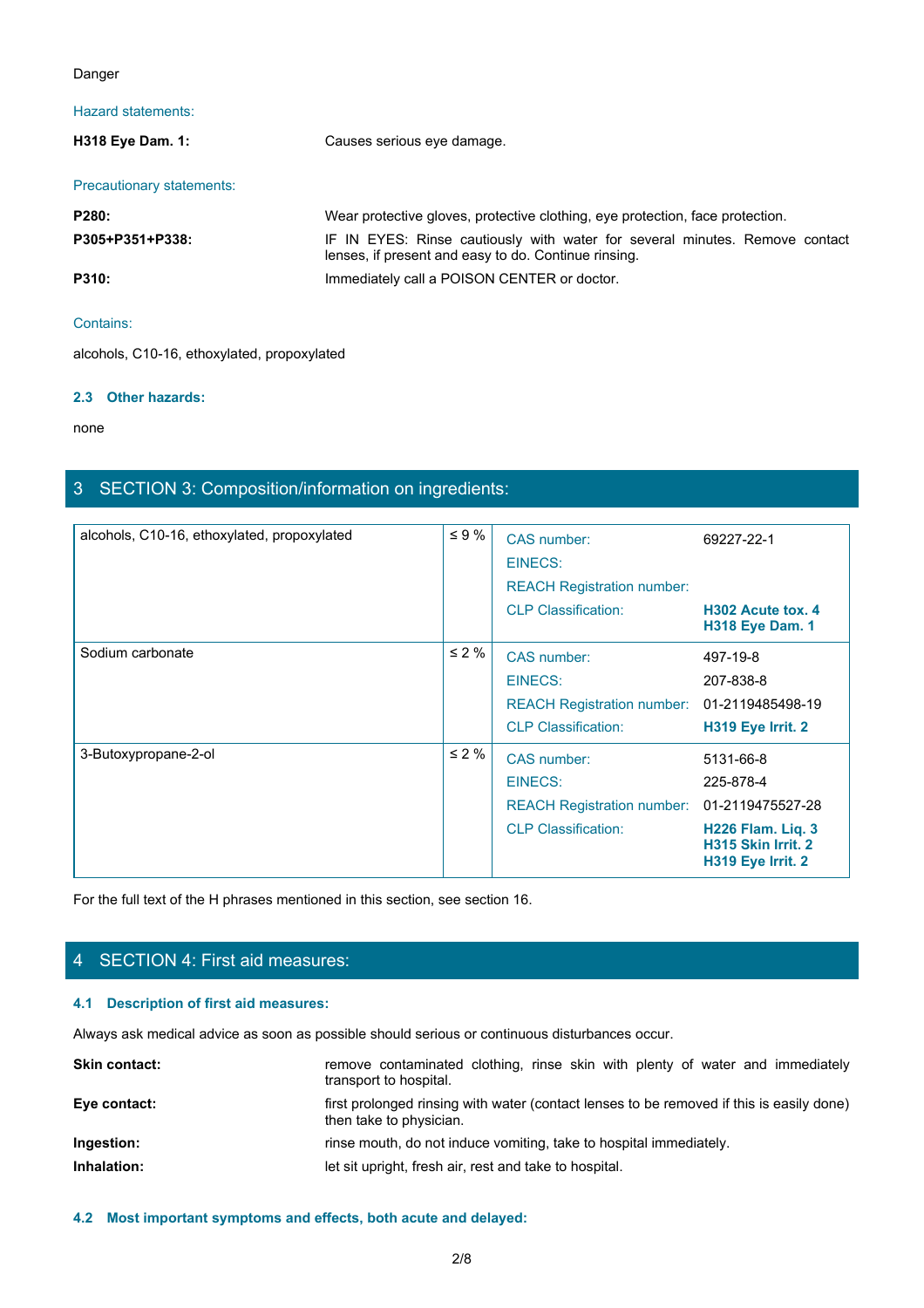Danger

Hazard statements:

| | |
|---|---|
| **H318 Eye Dam. 1:** | Causes serious eye damage. |

Precautionary statements:

| | |
|---|---|
| **P280:** | Wear protective gloves, protective clothing, eye protection, face protection. |
| **P305+P351+P338:** | IF IN EYES: Rinse cautiously with water for several minutes. Remove contact lenses, if present and easy to do. Continue rinsing. |
| **P310:** | Immediately call a POISON CENTER or doctor. |

Contains:

alcohols, C10-16, ethoxylated, propoxylated

### 2.3 Other hazards:

none

## 3 SECTION 3: Composition/information on ingredients:

| Substance | % | | |
|---|---|---|---|
| alcohols, C10-16, ethoxylated, propoxylated | ≤ 9 % | CAS number:<br>EINECS:<br>REACH Registration number:<br>CLP Classification: | 69227-22-1<br><br><br>**H302 Acute tox. 4**<br>**H318 Eye Dam. 1** |
| Sodium carbonate | ≤ 2 % | CAS number:<br>EINECS:<br>REACH Registration number:<br>CLP Classification: | 497-19-8<br>207-838-8<br>01-2119485498-19<br>**H319 Eye Irrit. 2** |
| 3-Butoxypropane-2-ol | ≤ 2 % | CAS number:<br>EINECS:<br>REACH Registration number:<br>CLP Classification: | 5131-66-8<br>225-878-4<br>01-2119475527-28<br>**H226 Flam. Liq. 3**<br>**H315 Skin Irrit. 2**<br>**H319 Eye Irrit. 2** |

For the full text of the H phrases mentioned in this section, see section 16.

## 4 SECTION 4: First aid measures:

### 4.1 Description of first aid measures:

Always ask medical advice as soon as possible should serious or continuous disturbances occur.

| | |
|---|---|
| **Skin contact:** | remove contaminated clothing, rinse skin with plenty of water and immediately transport to hospital. |
| **Eye contact:** | first prolonged rinsing with water (contact lenses to be removed if this is easily done) then take to physician. |
| **Ingestion:** | rinse mouth, do not induce vomiting, take to hospital immediately. |
| **Inhalation:** | let sit upright, fresh air, rest and take to hospital. |

### 4.2 Most important symptoms and effects, both acute and delayed: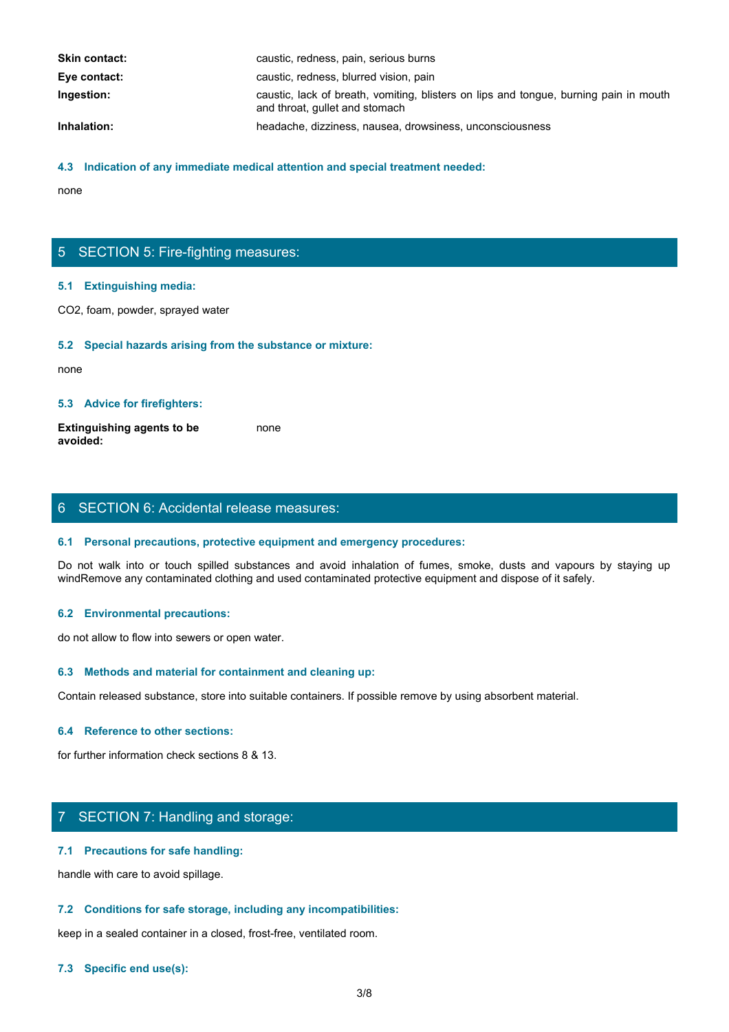| | |
|---|---|
| **Skin contact:** | caustic, redness, pain, serious burns |
| **Eye contact:** | caustic, redness, blurred vision, pain |
| **Ingestion:** | caustic, lack of breath, vomiting, blisters on lips and tongue, burning pain in mouth and throat, gullet and stomach |
| **Inhalation:** | headache, dizziness, nausea, drowsiness, unconsciousness |

### 4.3 Indication of any immediate medical attention and special treatment needed:

none

## 5 SECTION 5: Fire-fighting measures:

### 5.1 Extinguishing media:

$CO_2$, foam, powder, sprayed water

### 5.2 Special hazards arising from the substance or mixture:

none

### 5.3 Advice for firefighters:

| | |
|---|---|
| **Extinguishing agents to be avoided:** | none |

## 6 SECTION 6: Accidental release measures:

### 6.1 Personal precautions, protective equipment and emergency procedures:

Do not walk into or touch spilled substances and avoid inhalation of fumes, smoke, dusts and vapours by staying up windRemove any contaminated clothing and used contaminated protective equipment and dispose of it safely.

### 6.2 Environmental precautions:

do not allow to flow into sewers or open water.

### 6.3 Methods and material for containment and cleaning up:

Contain released substance, store into suitable containers. If possible remove by using absorbent material.

### 6.4 Reference to other sections:

for further information check sections 8 & 13.

## 7 SECTION 7: Handling and storage:

### 7.1 Precautions for safe handling:

handle with care to avoid spillage.

### 7.2 Conditions for safe storage, including any incompatibilities:

keep in a sealed container in a closed, frost-free, ventilated room.

### 7.3 Specific end use(s):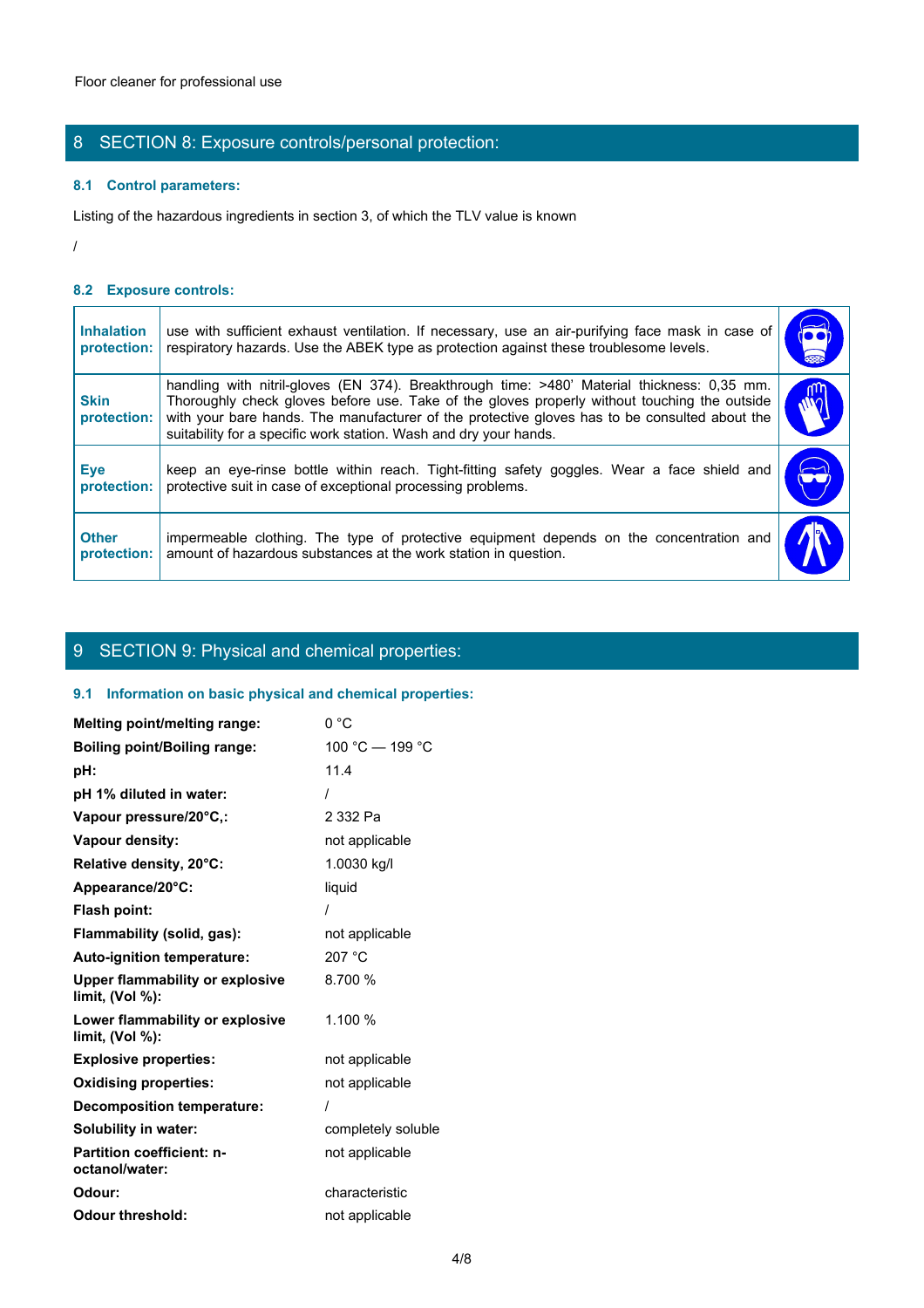## 8 SECTION 8: Exposure controls/personal protection:

### 8.1 Control parameters:

Listing of the hazardous ingredients in section 3, of which the TLV value is known

/

### 8.2 Exposure controls:

| | |
|---|---|
| **Inhalation protection:** | use with sufficient exhaust ventilation. If necessary, use an air-purifying face mask in case of respiratory hazards. Use the ABEK type as protection against these troublesome levels. |
| **Skin protection:** | handling with nitril-gloves (EN 374). Breakthrough time: >480' Material thickness: 0,35 mm. Thoroughly check gloves before use. Take of the gloves properly without touching the outside with your bare hands. The manufacturer of the protective gloves has to be consulted about the suitability for a specific work station. Wash and dry your hands. |
| **Eye protection:** | keep an eye-rinse bottle within reach. Tight-fitting safety goggles. Wear a face shield and protective suit in case of exceptional processing problems. |
| **Other protection:** | impermeable clothing. The type of protective equipment depends on the concentration and amount of hazardous substances at the work station in question. |

## 9 SECTION 9: Physical and chemical properties:

### 9.1 Information on basic physical and chemical properties:

| | |
|---|---|
| **Melting point/melting range:** | 0 °C |
| **Boiling point/Boiling range:** | 100 °C — 199 °C |
| **pH:** | 11.4 |
| **pH 1% diluted in water:** | / |
| **Vapour pressure/20°C,:** | 2 332 Pa |
| **Vapour density:** | not applicable |
| **Relative density, 20°C:** | 1.0030 kg/l |
| **Appearance/20°C:** | liquid |
| **Flash point:** | / |
| **Flammability (solid, gas):** | not applicable |
| **Auto-ignition temperature:** | 207 °C |
| **Upper flammability or explosive limit, (Vol %):** | 8.700 % |
| **Lower flammability or explosive limit, (Vol %):** | 1.100 % |
| **Explosive properties:** | not applicable |
| **Oxidising properties:** | not applicable |
| **Decomposition temperature:** | / |
| **Solubility in water:** | completely soluble |
| **Partition coefficient: n-octanol/water:** | not applicable |
| **Odour:** | characteristic |
| **Odour threshold:** | not applicable |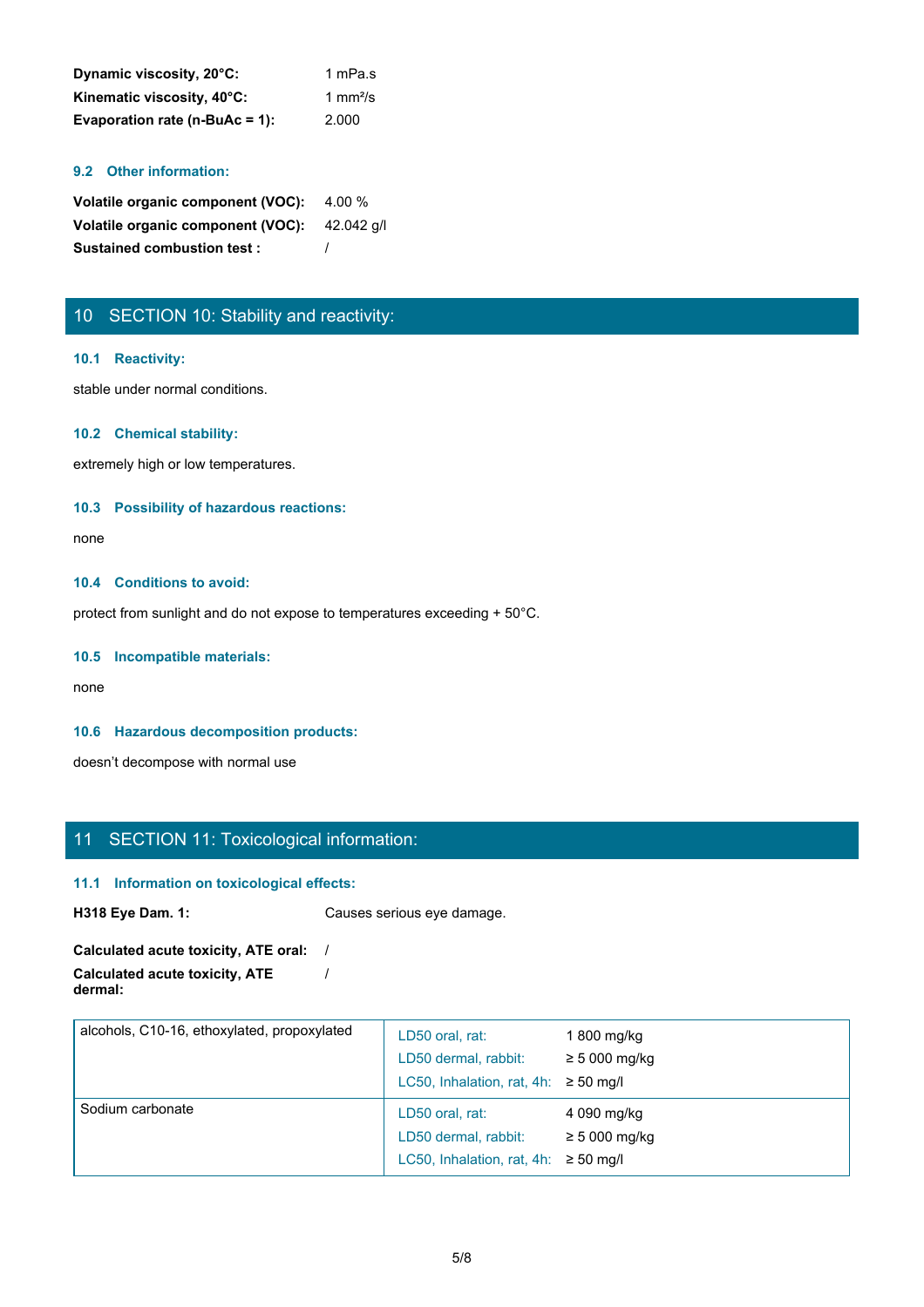**Dynamic viscosity, 20°C:** 1 mPa.s
**Kinematic viscosity, 40°C:** 1 mm²/s
**Evaporation rate (n-BuAc = 1):** 2.000

### 9.2 Other information:

**Volatile organic component (VOC):** 4.00 %
**Volatile organic component (VOC):** 42.042 g/l
**Sustained combustion test :** /

## 10 SECTION 10: Stability and reactivity:

### 10.1 Reactivity:

stable under normal conditions.

### 10.2 Chemical stability:

extremely high or low temperatures.

### 10.3 Possibility of hazardous reactions:

none

### 10.4 Conditions to avoid:

protect from sunlight and do not expose to temperatures exceeding + 50°C.

### 10.5 Incompatible materials:

none

### 10.6 Hazardous decomposition products:

doesn't decompose with normal use

## 11 SECTION 11: Toxicological information:

### 11.1 Information on toxicological effects:

**H318 Eye Dam. 1:** Causes serious eye damage.

**Calculated acute toxicity, ATE oral:** /
**Calculated acute toxicity, ATE dermal:** /

| Substance | Test | Value |
|---|---|---|
| alcohols, C10-16, ethoxylated, propoxylated | LD50 oral, rat: | 1 800 mg/kg |
| | LD50 dermal, rabbit: | ≥ 5 000 mg/kg |
| | LC50, Inhalation, rat, 4h: | ≥ 50 mg/l |
| Sodium carbonate | LD50 oral, rat: | 4 090 mg/kg |
| | LD50 dermal, rabbit: | ≥ 5 000 mg/kg |
| | LC50, Inhalation, rat, 4h: | ≥ 50 mg/l |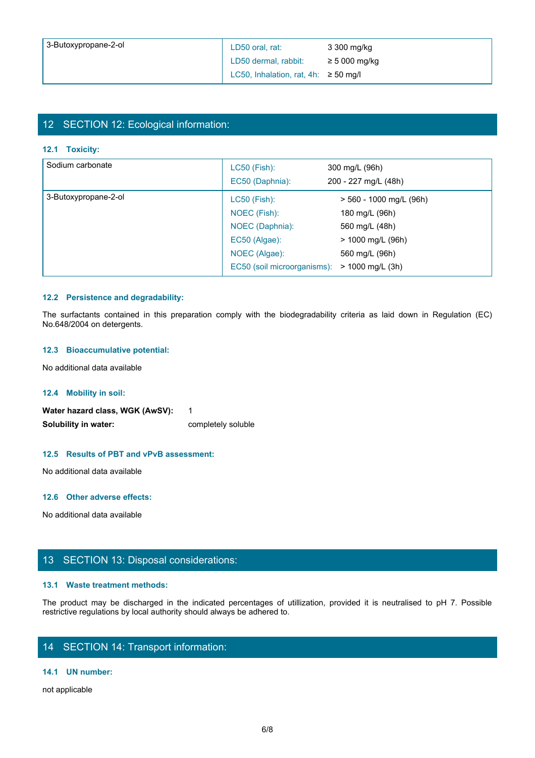| | | |
|---|---|---|
| 3-Butoxypropane-2-ol | LD50 oral, rat: | 3 300 mg/kg |
| | LD50 dermal, rabbit: | ≥ 5 000 mg/kg |
| | LC50, Inhalation, rat, 4h: | ≥ 50 mg/l |

## 12 SECTION 12: Ecological information:

### 12.1 Toxicity:

| | | |
|---|---|---|
| Sodium carbonate | LC50 (Fish): | 300 mg/L (96h) |
| | EC50 (Daphnia): | 200 - 227 mg/L (48h) |
| 3-Butoxypropane-2-ol | LC50 (Fish): | > 560 - 1000 mg/L (96h) |
| | NOEC (Fish): | 180 mg/L (96h) |
| | NOEC (Daphnia): | 560 mg/L (48h) |
| | EC50 (Algae): | > 1000 mg/L (96h) |
| | NOEC (Algae): | 560 mg/L (96h) |
| | EC50 (soil microorganisms): | > 1000 mg/L (3h) |

### 12.2 Persistence and degradability:

The surfactants contained in this preparation comply with the biodegradability criteria as laid down in Regulation (EC) No.648/2004 on detergents.

### 12.3 Bioaccumulative potential:

No additional data available

### 12.4 Mobility in soil:

**Water hazard class, WGK (AwSV):** 1

**Solubility in water:** completely soluble

### 12.5 Results of PBT and vPvB assessment:

No additional data available

### 12.6 Other adverse effects:

No additional data available

## 13 SECTION 13: Disposal considerations:

### 13.1 Waste treatment methods:

The product may be discharged in the indicated percentages of utillization, provided it is neutralised to pH 7. Possible restrictive regulations by local authority should always be adhered to.

## 14 SECTION 14: Transport information:

### 14.1 UN number:

not applicable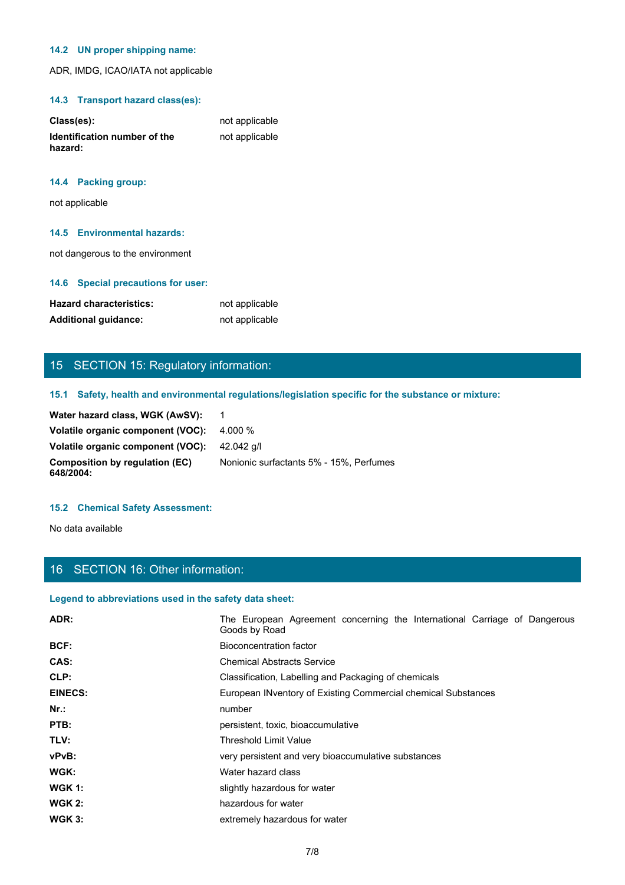### 14.2 UN proper shipping name:

ADR, IMDG, ICAO/IATA not applicable

### 14.3 Transport hazard class(es):

| | |
|---|---|
| **Class(es):** | not applicable |
| **Identification number of the hazard:** | not applicable |

### 14.4 Packing group:

not applicable

### 14.5 Environmental hazards:

not dangerous to the environment

### 14.6 Special precautions for user:

| | |
|---|---|
| **Hazard characteristics:** | not applicable |
| **Additional guidance:** | not applicable |

## 15 SECTION 15: Regulatory information:

### 15.1 Safety, health and environmental regulations/legislation specific for the substance or mixture:

| | |
|---|---|
| **Water hazard class, WGK (AwSV):** | 1 |
| **Volatile organic component (VOC):** | 4.000 % |
| **Volatile organic component (VOC):** | 42.042 g/l |
| **Composition by regulation (EC) 648/2004:** | Nonionic surfactants 5% - 15%, Perfumes |

### 15.2 Chemical Safety Assessment:

No data available

## 16 SECTION 16: Other information:

### Legend to abbreviations used in the safety data sheet:

| | |
|---|---|
| **ADR:** | The European Agreement concerning the International Carriage of Dangerous Goods by Road |
| **BCF:** | Bioconcentration factor |
| **CAS:** | Chemical Abstracts Service |
| **CLP:** | Classification, Labelling and Packaging of chemicals |
| **EINECS:** | European INventory of Existing Commercial chemical Substances |
| **Nr.:** | number |
| **PTB:** | persistent, toxic, bioaccumulative |
| **TLV:** | Threshold Limit Value |
| **vPvB:** | very persistent and very bioaccumulative substances |
| **WGK:** | Water hazard class |
| **WGK 1:** | slightly hazardous for water |
| **WGK 2:** | hazardous for water |
| **WGK 3:** | extremely hazardous for water |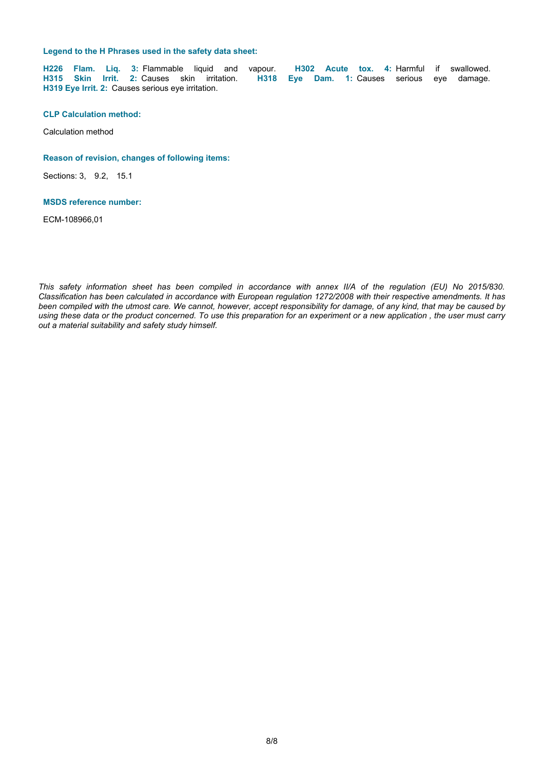### Legend to the H Phrases used in the safety data sheet:

**H226 Flam. Liq. 3:** Flammable liquid and vapour. **H302 Acute tox. 4:** Harmful if swallowed. **H315 Skin Irrit. 2:** Causes skin irritation. **H318 Eye Dam. 1:** Causes serious eye damage. **H319 Eye Irrit. 2:** Causes serious eye irritation.

### CLP Calculation method:

Calculation method

### Reason of revision, changes of following items:

Sections: 3, 9.2, 15.1

### MSDS reference number:

ECM-108966,01

*This safety information sheet has been compiled in accordance with annex II/A of the regulation (EU) No 2015/830. Classification has been calculated in accordance with European regulation 1272/2008 with their respective amendments. It has been compiled with the utmost care. We cannot, however, accept responsibility for damage, of any kind, that may be caused by using these data or the product concerned. To use this preparation for an experiment or a new application , the user must carry out a material suitability and safety study himself.*